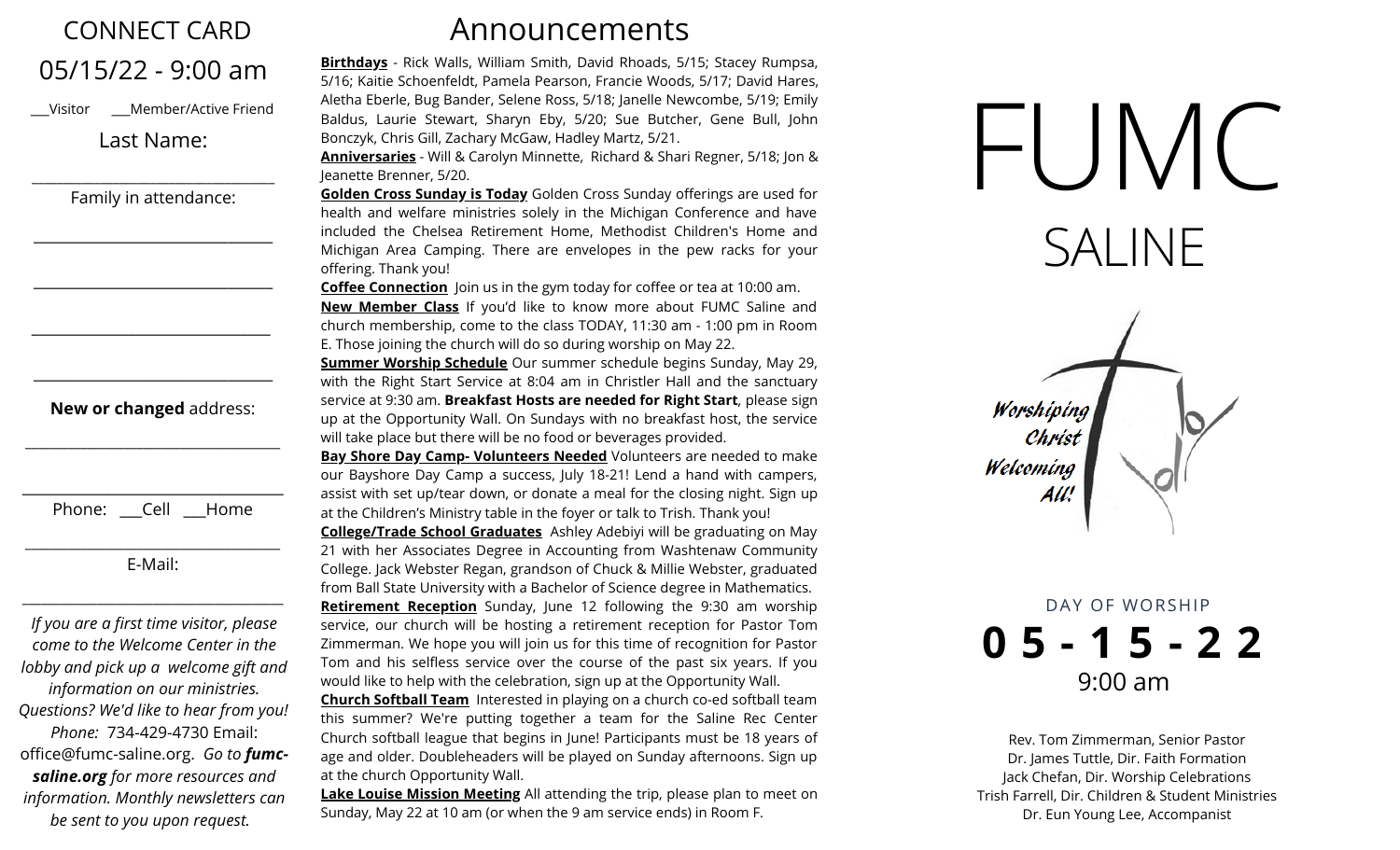# CONNECT CARD

## 05/15/22 - 9:00 am

___Visitor ___Member/Active Friend

Last Name:

________________________________

Family in attendance:

________________________________

________________________________

________________________________

________________________________

**New or changed** address:

________________________________

________________________________

Phone: ___Cell ___Home

________________________________

E-Mail:

________________________________

*If you are a first time visitor, please come to the Welcome Center in the lobby and pick up a welcome gift and information on our ministries. Questions? We'd like to hear from you! Phone:* 734-429-4730 Email: office@fumc-saline.org. *Go to* ***fumc-saline.org*** *for more resources and information. Monthly newsletters can be sent to you upon request.*

# Announcements

**Birthdays** - Rick Walls, William Smith, David Rhoads, 5/15; Stacey Rumpsa, 5/16; Kaitie Schoenfeldt, Pamela Pearson, Francie Woods, 5/17; David Hares, Aletha Eberle, Bug Bander, Selene Ross, 5/18; Janelle Newcombe, 5/19; Emily Baldus, Laurie Stewart, Sharyn Eby, 5/20; Sue Butcher, Gene Bull, John Bonczyk, Chris Gill, Zachary McGaw, Hadley Martz, 5/21.

**Anniversaries** - Will & Carolyn Minnette, Richard & Shari Regner, 5/18; Jon & Jeanette Brenner, 5/20.

**Golden Cross Sunday is Today** Golden Cross Sunday offerings are used for health and welfare ministries solely in the Michigan Conference and have included the Chelsea Retirement Home, Methodist Children's Home and Michigan Area Camping. There are envelopes in the pew racks for your offering. Thank you!

**Coffee Connection** Join us in the gym today for coffee or tea at 10:00 am.

**New Member Class** If you'd like to know more about FUMC Saline and church membership, come to the class TODAY, 11:30 am - 1:00 pm in Room E. Those joining the church will do so during worship on May 22.

**Summer Worship Schedule** Our summer schedule begins Sunday, May 29, with the Right Start Service at 8:04 am in Christler Hall and the sanctuary service at 9:30 am. **Breakfast Hosts are needed for Right Start**, please sign up at the Opportunity Wall. On Sundays with no breakfast host, the service will take place but there will be no food or beverages provided.

**Bay Shore Day Camp- Volunteers Needed** Volunteers are needed to make our Bayshore Day Camp a success, July 18-21! Lend a hand with campers, assist with set up/tear down, or donate a meal for the closing night. Sign up at the Children's Ministry table in the foyer or talk to Trish. Thank you!

**College/Trade School Graduates** Ashley Adebiyi will be graduating on May 21 with her Associates Degree in Accounting from Washtenaw Community College. Jack Webster Regan, grandson of Chuck & Millie Webster, graduated from Ball State University with a Bachelor of Science degree in Mathematics.

**Retirement Reception** Sunday, June 12 following the 9:30 am worship service, our church will be hosting a retirement reception for Pastor Tom Zimmerman. We hope you will join us for this time of recognition for Pastor Tom and his selfless service over the course of the past six years. If you would like to help with the celebration, sign up at the Opportunity Wall.

**Church Softball Team** Interested in playing on a church co-ed softball team this summer? We're putting together a team for the Saline Rec Center Church softball league that begins in June! Participants must be 18 years of age and older. Doubleheaders will be played on Sunday afternoons. Sign up at the church Opportunity Wall.

**Lake Louise Mission Meeting** All attending the trip, please plan to meet on Sunday, May 22 at 10 am (or when the 9 am service ends) in Room F.

# FUMC

## SALINE

*Worshiping Christ Welcoming All!*

DAY OF WORSHIP

**05-15-22**

9:00 am

Rev. Tom Zimmerman, Senior Pastor
Dr. James Tuttle, Dir. Faith Formation
Jack Chefan, Dir. Worship Celebrations
Trish Farrell, Dir. Children & Student Ministries
Dr. Eun Young Lee, Accompanist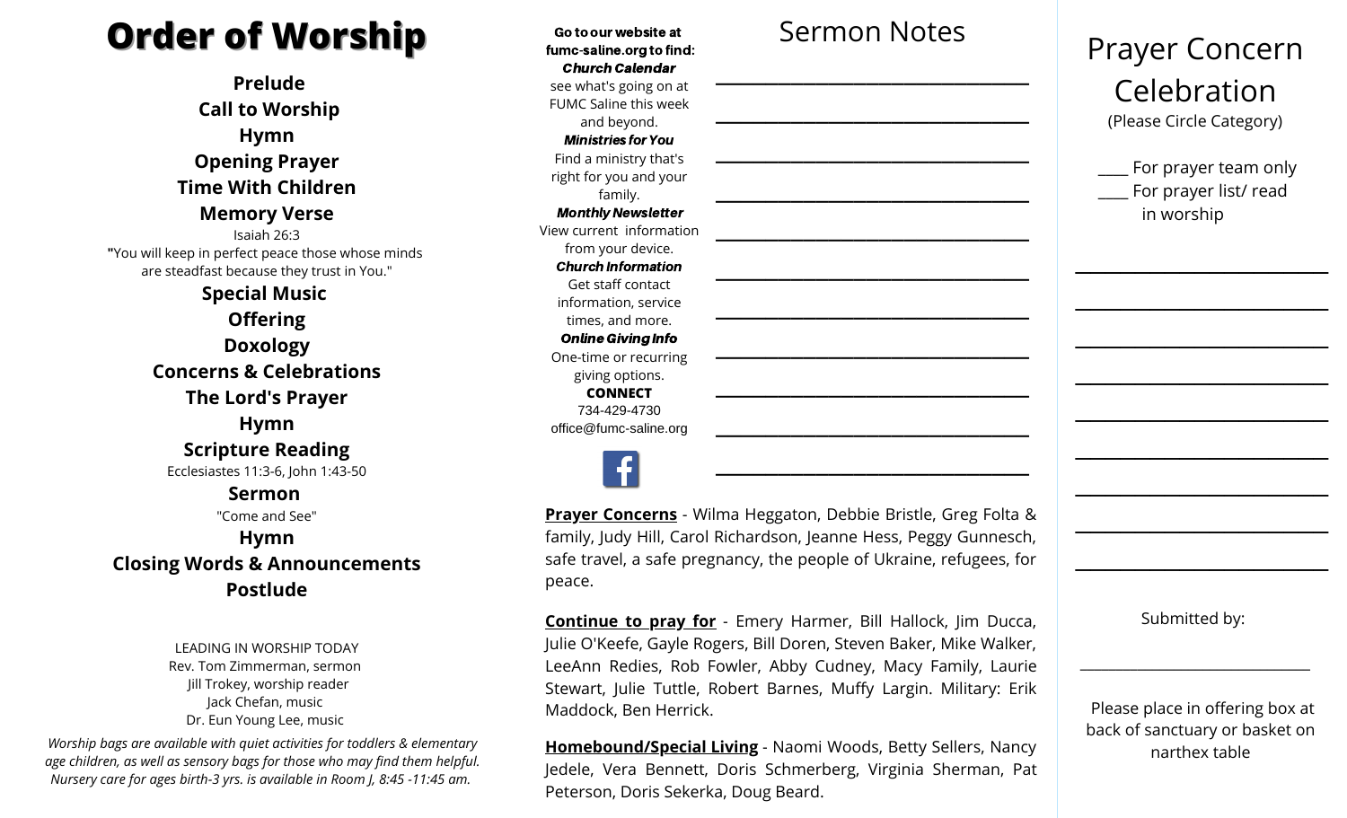# Order of Worship

**Prelude**

**Call to Worship**

**Hymn**

**Opening Prayer**

**Time With Children**

**Memory Verse**

Isaiah 26:3

"You will keep in perfect peace those whose minds are steadfast because they trust in You."

**Special Music**

**Offering**

**Doxology**

**Concerns & Celebrations**

**The Lord's Prayer**

**Hymn**

**Scripture Reading**

Ecclesiastes 11:3-6, John 1:43-50

**Sermon**

"Come and See"

**Hymn**

**Closing Words & Announcements**

**Postlude**

LEADING IN WORSHIP TODAY
Rev. Tom Zimmerman, sermon
Jill Trokey, worship reader
Jack Chefan, music
Dr. Eun Young Lee, music

*Worship bags are available with quiet activities for toddlers & elementary age children, as well as sensory bags for those who may find them helpful. Nursery care for ages birth-3 yrs. is available in Room J, 8:45 -11:45 am.*

**Go to our website at fumc-saline.org to find:**

***Church Calendar***
see what's going on at FUMC Saline this week and beyond.

***Ministries for You***
Find a ministry that's right for you and your family.

***Monthly Newsletter***
View current information from your device.

***Church Information***
Get staff contact information, service times, and more.

***Online Giving Info***
One-time or recurring giving options.

**CONNECT**
734-429-4730
office@fumc-saline.org

## Sermon Notes

___________________________________

___________________________________

___________________________________

___________________________________

___________________________________

___________________________________

___________________________________

___________________________________

___________________________________

___________________________________

___________________________________

**Prayer Concerns** - Wilma Heggaton, Debbie Bristle, Greg Folta & family, Judy Hill, Carol Richardson, Jeanne Hess, Peggy Gunnesch, safe travel, a safe pregnancy, the people of Ukraine, refugees, for peace.

**Continue to pray for** - Emery Harmer, Bill Hallock, Jim Ducca, Julie O'Keefe, Gayle Rogers, Bill Doren, Steven Baker, Mike Walker, LeeAnn Redies, Rob Fowler, Abby Cudney, Macy Family, Laurie Stewart, Julie Tuttle, Robert Barnes, Muffy Largin. Military: Erik Maddock, Ben Herrick.

**Homebound/Special Living** - Naomi Woods, Betty Sellers, Nancy Jedele, Vera Bennett, Doris Schmerberg, Virginia Sherman, Pat Peterson, Doris Sekerka, Doug Beard.

## Prayer Concern Celebration

(Please Circle Category)

____ For prayer team only

____ For prayer list/ read in worship

___________________________

___________________________

___________________________

___________________________

___________________________

___________________________

___________________________

___________________________

___________________________

Submitted by:

___________________________

Please place in offering box at back of sanctuary or basket on narthex table